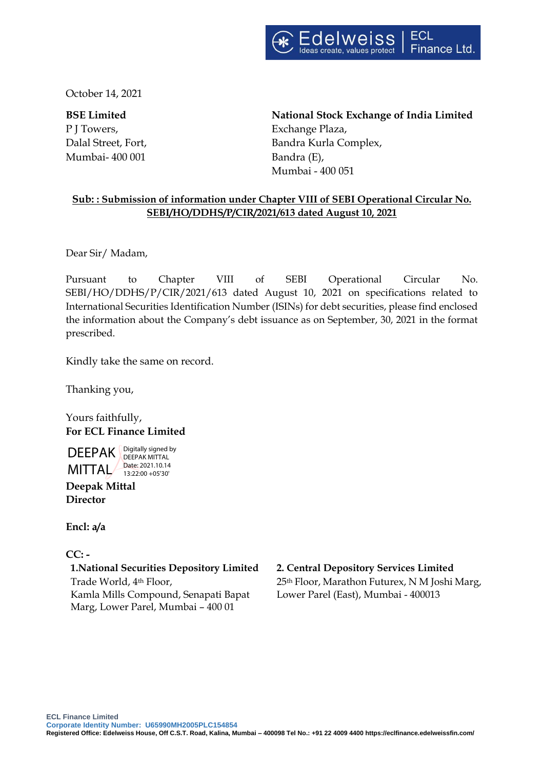October 14, 2021

**BSE Limited**
P J Towers,
Dalal Street, Fort,
Mumbai- 400 001

**National Stock Exchange of India Limited**
Exchange Plaza,
Bandra Kurla Complex,
Bandra (E),
Mumbai - 400 051

**Sub: : Submission of information under Chapter VIII of SEBI Operational Circular No. SEBI/HO/DDHS/P/CIR/2021/613 dated August 10, 2021**

Dear Sir/ Madam,

Pursuant to Chapter VIII of SEBI Operational Circular No. SEBI/HO/DDHS/P/CIR/2021/613 dated August 10, 2021 on specifications related to International Securities Identification Number (ISINs) for debt securities, please find enclosed the information about the Company's debt issuance as on September, 30, 2021 in the format prescribed.

Kindly take the same on record.

Thanking you,

Yours faithfully,
**For ECL Finance Limited**

DEEPAK MITTAL
Digitally signed by DEEPAK MITTAL
Date: 2021.10.14 13:22:00 +05'30'

**Deepak Mittal**
**Director**

**Encl: a/a**

**CC: -**

**1.National Securities Depository Limited**
Trade World, 4th Floor,
Kamla Mills Compound, Senapati Bapat Marg, Lower Parel, Mumbai – 400 01

**2. Central Depository Services Limited**
25th Floor, Marathon Futurex, N M Joshi Marg,
Lower Parel (East), Mumbai - 400013

**ECL Finance Limited**
**Corporate Identity Number: U65990MH2005PLC154854**
**Registered Office: Edelweiss House, Off C.S.T. Road, Kalina, Mumbai – 400098 Tel No.: +91 22 4009 4400 https://eclfinance.edelweissfin.com/**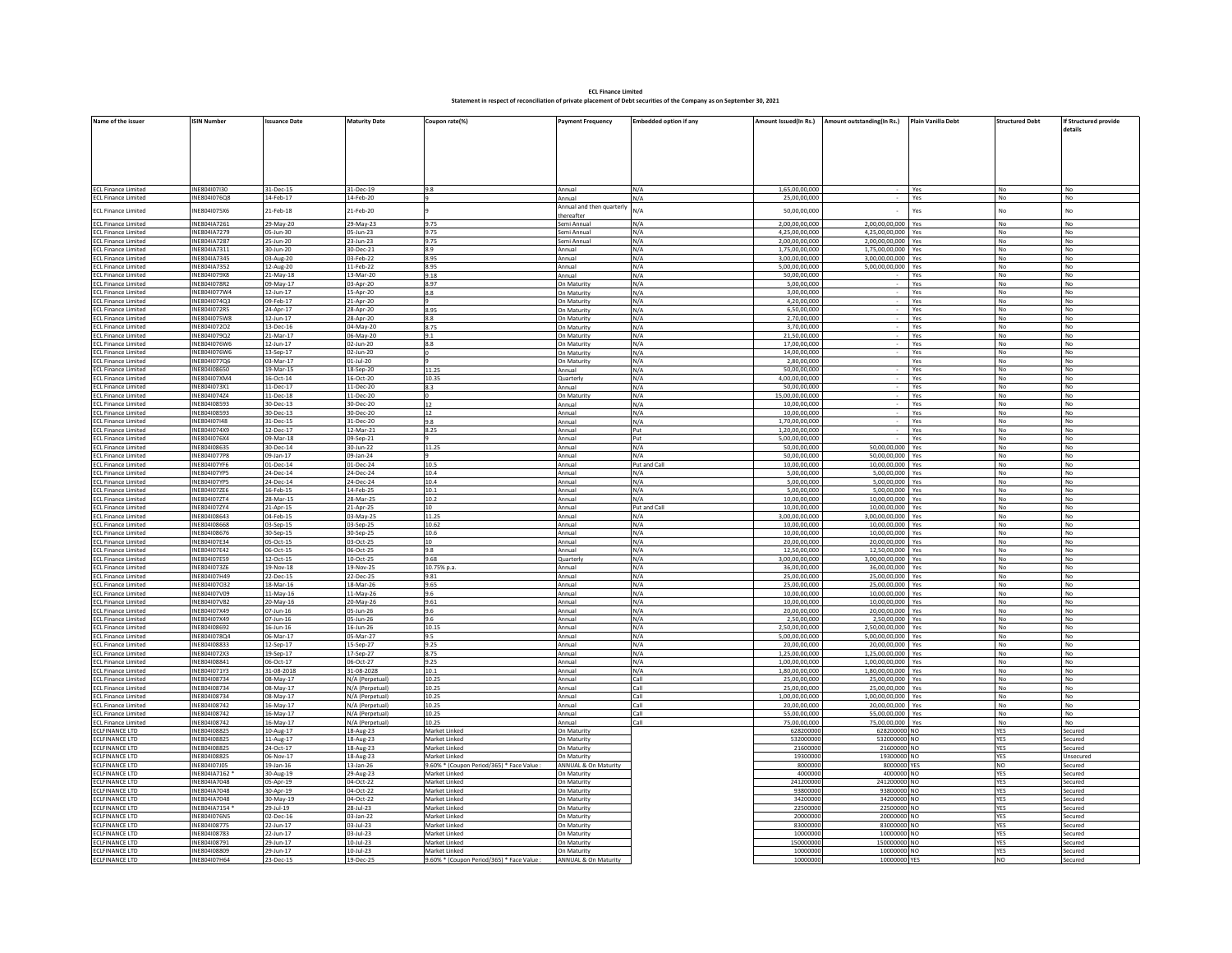**ECL Finance Limited**

**Statement in respect of reconciliation of private placement of Debt securities of the Company as on September 30, 2021**

| Name of the issuer | ISIN Number | Issuance Date | Maturity Date | Coupon rate(%) | Payment Frequency | Embedded option if any | Amount Issued(In Rs.) | Amount outstanding(In Rs.) | Plain Vanilla Debt | Structured Debt | If Structured provide details |
|---|---|---|---|---|---|---|---|---|---|---|---|
| ECL Finance Limited | INE804I07I30 | 31-Dec-15 | 31-Dec-19 | 9.8 | Annual | N/A | 1,65,00,00,000 | - | Yes | No | No |
| ECL Finance Limited | INE804I076Q8 | 14-Feb-17 | 14-Feb-20 | 9 | Annual | N/A | 25,00,00,000 | - | Yes | No | No |
| ECL Finance Limited | INE804I075X6 | 21-Feb-18 | 21-Feb-20 | 9 | Annual and then quarterly thereafter | N/A | 50,00,00,000 | - | Yes | No | No |
| ECL Finance Limited | INE804IA7261 | 29-May-20 | 29-May-23 | 9.75 | Semi Annual | N/A | 2,00,00,00,000 | 2,00,00,00,000 | Yes | No | No |
| ECL Finance Limited | INE804IA7279 | 05-Jun-20 | 05-Jun-23 | 9.75 | Semi Annual | N/A | 4,25,00,00,000 | 4,25,00,00,000 | Yes | No | No |
| ECL Finance Limited | INE804IA7287 | 25-Jun-20 | 23-Jun-23 | 9.75 | Semi Annual | N/A | 2,00,00,00,000 | 2,00,00,00,000 | Yes | No | No |
| ECL Finance Limited | INE804IA7311 | 30-Jun-20 | 30-Dec-21 | 8.9 | Annual | N/A | 1,75,00,00,000 | 1,75,00,00,000 | Yes | No | No |
| ECL Finance Limited | INE804IA7345 | 03-Aug-20 | 03-Feb-22 | 8.95 | Annual | N/A | 3,00,00,00,000 | 3,00,00,00,000 | Yes | No | No |
| ECL Finance Limited | INE804IA7352 | 12-Aug-20 | 11-Feb-22 | 8.95 | Annual | N/A | 5,00,00,00,000 | 5,00,00,00,000 | Yes | No | No |
| ECL Finance Limited | INE804I079X8 | 21-May-18 | 13-Mar-20 | 9.18 | Annual | N/A | 50,00,00,000 | - | Yes | No | No |
| ECL Finance Limited | INE804I078R2 | 09-May-17 | 03-Apr-20 | 8.97 | On Maturity | N/A | 5,00,00,000 | - | Yes | No | No |
| ECL Finance Limited | INE804I077W4 | 12-Jun-17 | 15-Apr-20 | 8.8 | On Maturity | N/A | 3,00,00,000 | - | Yes | No | No |
| ECL Finance Limited | INE804I074Q3 | 09-Feb-17 | 21-Apr-20 | 9 | On Maturity | N/A | 4,20,00,000 | - | Yes | No | No |
| ECL Finance Limited | INE804I072R5 | 24-Apr-17 | 28-Apr-20 | 8.95 | On Maturity | N/A | 6,50,00,000 | - | Yes | No | No |
| ECL Finance Limited | INE804I075W8 | 12-Jun-17 | 28-Apr-20 | 8.8 | On Maturity | N/A | 2,70,00,000 | - | Yes | No | No |
| ECL Finance Limited | INE804I072O2 | 13-Dec-16 | 04-May-20 | 8.75 | On Maturity | N/A | 3,70,00,000 | - | Yes | No | No |
| ECL Finance Limited | INE804I079Q2 | 21-Mar-17 | 06-May-20 | 9.1 | On Maturity | N/A | 21,50,00,000 | - | Yes | No | No |
| ECL Finance Limited | INE804I076W6 | 12-Jun-17 | 02-Jun-20 | 8.8 | On Maturity | N/A | 17,00,00,000 | - | Yes | No | No |
| ECL Finance Limited | INE804I076W6 | 13-Sep-17 | 02-Jun-20 | 0 | On Maturity | N/A | 14,00,00,000 | - | Yes | No | No |
| ECL Finance Limited | INE804I077Q6 | 03-Mar-17 | 01-Jul-20 | 9 | On Maturity | N/A | 2,80,00,000 | | Yes | No | No |
| ECL Finance Limited | INE804I08650 | 19-Mar-15 | 18-Sep-20 | 11.25 | Annual | N/A | 50,00,00,000 | - | Yes | No | No |
| ECL Finance Limited | INE804I07XM4 | 16-Oct-14 | 16-Oct-20 | 10.35 | Quarterly | N/A | 4,00,00,00,000 | - | Yes | No | No |
| ECL Finance Limited | INE804I073X1 | 11-Dec-17 | 11-Dec-20 | 8.3 | Annual | N/A | 50,00,00,000 | - | Yes | No | No |
| ECL Finance Limited | INE804I074Z4 | 11-Dec-18 | 11-Dec-20 | 0 | On Maturity | N/A | 15,00,00,00,000 | - | Yes | No | No |
| ECL Finance Limited | INE804I08593 | 30-Dec-13 | 30-Dec-20 | 12 | Annual | N/A | 10,00,00,000 | - | Yes | No | No |
| ECL Finance Limited | INE804I08593 | 30-Dec-13 | 30-Dec-20 | 12 | Annual | N/A | 10,00,00,000 | - | Yes | No | No |
| ECL Finance Limited | INE804I07I48 | 31-Dec-15 | 31-Dec-20 | 9.8 | Annual | N/A | 1,70,00,00,000 | - | Yes | No | No |
| ECL Finance Limited | INE804I074X9 | 12-Dec-17 | 12-Mar-21 | 8.25 | Annual | Put | 1,20,00,00,000 | - | Yes | No | No |
| ECL Finance Limited | INE804I076X4 | 09-Mar-18 | 09-Sep-21 | 9 | Annual | Put | 5,00,00,00,000 | | Yes | No | No |
| ECL Finance Limited | INE804I08635 | 30-Dec-14 | 30-Jun-22 | 11.25 | Annual | N/A | 50,00,00,000 | 50,00,00,000 | Yes | No | No |
| ECL Finance Limited | INE804I077P8 | 09-Jan-17 | 09-Jan-24 | 9 | Annual | N/A | 50,00,00,000 | 50,00,00,000 | Yes | No | No |
| ECL Finance Limited | INE804I07YF6 | 01-Dec-14 | 01-Dec-24 | 10.5 | Annual | Put and Call | 10,00,00,000 | 10,00,00,000 | Yes | No | No |
| ECL Finance Limited | INE804I07YP5 | 24-Dec-14 | 24-Dec-24 | 10.4 | Annual | N/A | 5,00,00,000 | 5,00,00,000 | Yes | No | No |
| ECL Finance Limited | INE804I07YP5 | 24-Dec-14 | 24-Dec-24 | 10.4 | Annual | N/A | 5,00,00,000 | 5,00,00,000 | Yes | No | No |
| ECL Finance Limited | INE804I07ZE6 | 16-Feb-15 | 14-Feb-25 | 10.1 | Annual | N/A | 5,00,00,000 | 5,00,00,000 | Yes | No | No |
| ECL Finance Limited | INE804I07ZT4 | 28-Mar-15 | 28-Mar-25 | 10.2 | Annual | N/A | 10,00,00,000 | 10,00,00,000 | Yes | No | No |
| ECL Finance Limited | INE804I07ZY4 | 21-Apr-15 | 21-Apr-25 | 10 | Annual | Put and Call | 10,00,00,000 | 10,00,00,000 | Yes | No | No |
| ECL Finance Limited | INE804I08643 | 04-Feb-15 | 03-May-25 | 11.25 | Annual | N/A | 3,00,00,00,000 | 3,00,00,00,000 | Yes | No | No |
| ECL Finance Limited | INE804I08668 | 03-Sep-15 | 03-Sep-25 | 10.62 | Annual | N/A | 10,00,00,000 | 10,00,00,000 | Yes | No | No |
| ECL Finance Limited | INE804I08676 | 30-Sep-15 | 30-Sep-25 | 10.6 | Annual | N/A | 10,00,00,000 | 10,00,00,000 | Yes | No | No |
| ECL Finance Limited | INE804I07E34 | 05-Oct-15 | 03-Oct-25 | 10 | Annual | N/A | 20,00,00,000 | 20,00,00,000 | Yes | No | No |
| ECL Finance Limited | INE804I07E42 | 06-Oct-15 | 06-Oct-25 | 9.8 | Annual | N/A | 12,50,00,000 | 12,50,00,000 | Yes | No | No |
| ECL Finance Limited | INE804I07E59 | 12-Oct-15 | 10-Oct-25 | 9.68 | Quarterly | N/A | 3,00,00,00,000 | 3,00,00,00,000 | Yes | No | No |
| ECL Finance Limited | INE804I073Z6 | 19-Nov-18 | 19-Nov-25 | 10.75% p.a. | Annual | N/A | 36,00,00,000 | 36,00,00,000 | Yes | No | No |
| ECL Finance Limited | INE804I07H49 | 22-Dec-15 | 22-Dec-25 | 9.81 | Annual | N/A | 25,00,00,000 | 25,00,00,000 | Yes | No | No |
| ECL Finance Limited | INE804I07O32 | 18-Mar-16 | 18-Mar-26 | 9.65 | Annual | N/A | 25,00,00,000 | 25,00,00,000 | Yes | No | No |
| ECL Finance Limited | INE804I07V09 | 11-May-16 | 11-May-26 | 9.6 | Annual | N/A | 10,00,00,000 | 10,00,00,000 | Yes | No | No |
| ECL Finance Limited | INE804I07V82 | 20-May-16 | 20-May-26 | 9.61 | Annual | N/A | 10,00,00,000 | 10,00,00,000 | Yes | No | No |
| ECL Finance Limited | INE804I07X49 | 07-Jun-16 | 05-Jun-26 | 9.6 | Annual | N/A | 20,00,00,000 | 20,00,00,000 | Yes | No | No |
| ECL Finance Limited | INE804I07X49 | 07-Jun-16 | 05-Jun-26 | 9.6 | Annual | N/A | 2,50,00,000 | 2,50,00,000 | Yes | No | No |
| ECL Finance Limited | INE804I08692 | 16-Jun-16 | 16-Jun-26 | 10.15 | Annual | N/A | 2,50,00,00,000 | 2,50,00,00,000 | Yes | No | No |
| ECL Finance Limited | INE804I078Q4 | 06-Mar-17 | 05-Mar-27 | 9.5 | Annual | N/A | 5,00,00,00,000 | 5,00,00,00,000 | Yes | No | No |
| ECL Finance Limited | INE804I08833 | 12-Sep-17 | 15-Sep-27 | 9.25 | Annual | N/A | 20,00,00,000 | 20,00,00,000 | Yes | No | No |
| ECL Finance Limited | INE804I072X3 | 19-Sep-17 | 17-Sep-27 | 8.75 | Annual | N/A | 1,25,00,00,000 | 1,25,00,00,000 | Yes | No | No |
| ECL Finance Limited | INE804I08841 | 06-Oct-17 | 06-Oct-27 | 9.25 | Annual | N/A | 1,00,00,00,000 | 1,00,00,00,000 | Yes | No | No |
| ECL Finance Limited | INE804I071Y3 | 31-08-2018 | 31-08-2028 | 10.1 | Annual | N/A | 1,80,00,00,000 | 1,80,00,00,000 | Yes | No | No |
| ECL Finance Limited | INE804I08734 | 08-May-17 | N/A (Perpetual) | 10.25 | Annual | Call | 25,00,00,000 | 25,00,00,000 | Yes | No | No |
| ECL Finance Limited | INE804I08734 | 08-May-17 | N/A (Perpetual) | 10.25 | Annual | Call | 25,00,00,000 | 25,00,00,000 | Yes | No | No |
| ECL Finance Limited | INE804I08734 | 08-May-17 | N/A (Perpetual) | 10.25 | Annual | Call | 1,00,00,00,000 | 1,00,00,00,000 | Yes | No | No |
| ECL Finance Limited | INE804I08742 | 16-May-17 | N/A (Perpetual) | 10.25 | Annual | Call | 20,00,00,000 | 20,00,00,000 | Yes | No | No |
| ECL Finance Limited | INE804I08742 | 16-May-17 | N/A (Perpetual) | 10.25 | Annual | Call | 55,00,00,000 | 55,00,00,000 | Yes | No | No |
| ECL Finance Limited | INE804I08742 | 16-May-17 | N/A (Perpetual) | 10.25 | Annual | Call | 75,00,00,000 | 75,00,00,000 | Yes | No | No |
| ECLFINANCE LTD | INE804I08825 | 10-Aug-17 | 18-Aug-23 | Market Linked | On Maturity | | 628200000 | 628200000 | NO | YES | Secured |
| ECLFINANCE LTD | INE804I08825 | 11-Aug-17 | 18-Aug-23 | Market Linked | On Maturity | | 532000000 | 532000000 | NO | YES | Secured |
| ECLFINANCE LTD | INE804I08825 | 24-Oct-17 | 18-Aug-23 | Market Linked | On Maturity | | 21600000 | 21600000 | NO | YES | Secured |
| ECLFINANCE LTD | INE804I08825 | 06-Nov-17 | 18-Aug-23 | Market Linked | On Maturity | | 19300000 | 19300000 | NO | YES | Unsecured |
| ECLFINANCE LTD | INE804I07J05 | 19-Jan-16 | 13-Jan-26 | 9.60% * (Coupon Period/365) * Face Value : | ANNUAL & On Maturity | | 8000000 | 8000000 | YES | NO | Secured |
| ECLFINANCE LTD | INE804IA7162 * | 30-Aug-19 | 29-Aug-23 | Market Linked | On Maturity | | 4000000 | 4000000 | NO | YES | Secured |
| ECLFINANCE LTD | INE804IA7048 | 05-Apr-19 | 04-Oct-22 | Market Linked | On Maturity | | 241200000 | 241200000 | NO | YES | Secured |
| ECLFINANCE LTD | INE804IA7048 | 30-Apr-19 | 04-Oct-22 | Market Linked | On Maturity | | 93800000 | 93800000 | NO | YES | Secured |
| ECLFINANCE LTD | INE804IA7048 | 30-May-19 | 04-Oct-22 | Market Linked | On Maturity | | 34200000 | 34200000 | NO | YES | Secured |
| ECLFINANCE LTD | INE804IA7154 * | 29-Jul-19 | 28-Jul-23 | Market Linked | On Maturity | | 22500000 | 22500000 | NO | YES | Secured |
| ECLFINANCE LTD | INE804I076N5 | 02-Dec-16 | 03-Jan-22 | Market Linked | On Maturity | | 20000000 | 20000000 | NO | YES | Secured |
| ECLFINANCE LTD | INE804I08775 | 22-Jun-17 | 03-Jul-23 | Market Linked | On Maturity | | 83000000 | 83000000 | NO | YES | Secured |
| ECLFINANCE LTD | INE804I08783 | 22-Jun-17 | 03-Jul-23 | Market Linked | On Maturity | | 10000000 | 10000000 | NO | YES | Secured |
| ECLFINANCE LTD | INE804I08791 | 29-Jun-17 | 10-Jul-23 | Market Linked | On Maturity | | 150000000 | 150000000 | NO | YES | Secured |
| ECLFINANCE LTD | INE804I08809 | 29-Jun-17 | 10-Jul-23 | Market Linked | On Maturity | | 10000000 | 10000000 | NO | YES | Secured |
| ECLFINANCE LTD | INE804I07H64 | 23-Dec-15 | 19-Dec-25 | 9.60% * (Coupon Period/365) * Face Value : | ANNUAL & On Maturity | | 10000000 | 10000000 | YES | NO | Secured |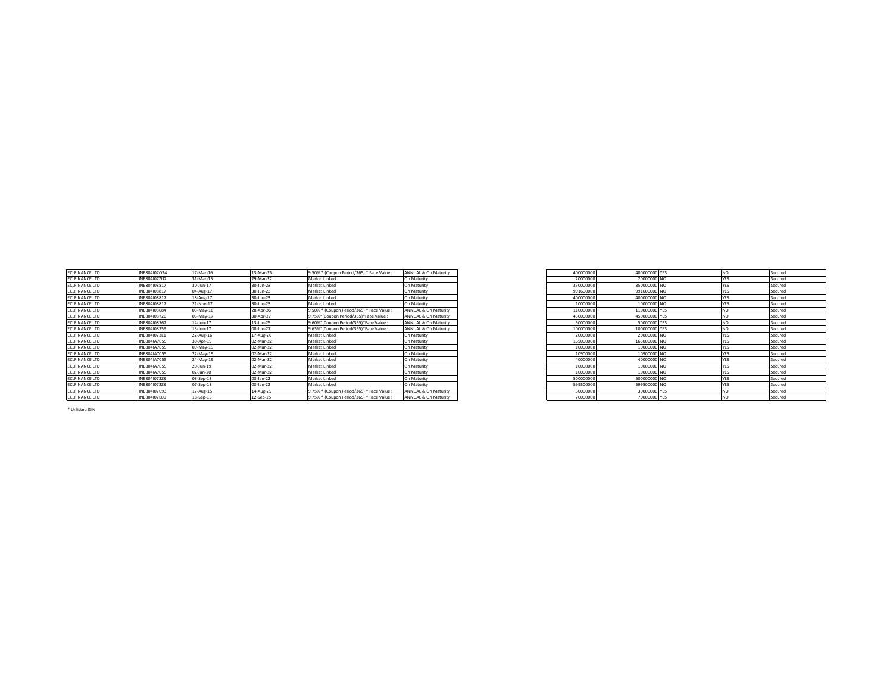| | | | | | | | | | | | |
|---|---|---|---|---|---|---|---|---|---|---|---|
| ECLFINANCE LTD | INE804I07O24 | 17-Mar-16 | 13-Mar-26 | 9.50% * (Coupon Period/365) * Face Value : | ANNUAL & On Maturity | 400000000 | 400000000 | YES | NO | Secured |
| ECLFINANCE LTD | INE804I07ZU2 | 31-Mar-15 | 29-Mar-22 | Market Linked | On Maturity | 20000000 | 20000000 | NO | YES | Secured |
| ECLFINANCE LTD | INE804I08817 | 30-Jun-17 | 30-Jun-23 | Market Linked | On Maturity | 350000000 | 350000000 | NO | YES | Secured |
| ECLFINANCE LTD | INE804I08817 | 04-Aug-17 | 30-Jun-23 | Market Linked | On Maturity | 991600000 | 991600000 | NO | YES | Secured |
| ECLFINANCE LTD | INE804I08817 | 18-Aug-17 | 30-Jun-23 | Market Linked | On Maturity | 400000000 | 400000000 | NO | YES | Secured |
| ECLFINANCE LTD | INE804I08817 | 21-Nov-17 | 30-Jun-23 | Market Linked | On Maturity | 10000000 | 10000000 | NO | YES | Secured |
| ECLFINANCE LTD | INE804I08684 | 03-May-16 | 28-Apr-26 | 9.50% * (Coupon Period/365) * Face Value : | ANNUAL & On Maturity | 110000000 | 110000000 | YES | NO | Secured |
| ECLFINANCE LTD | INE804I08726 | 05-May-17 | 30-Apr-27 | 9.75%*(Coupon Period/365)*Face Value : | ANNUAL & On Maturity | 450000000 | 450000000 | YES | NO | Secured |
| ECLFINANCE LTD | INE804I08767 | 14-Jun-17 | 13-Jun-25 | 9.60%*(Coupon Period/365)*Face Value : | ANNUAL & On Maturity | 50000000 | 50000000 | YES | NO | Secured |
| ECLFINANCE LTD | INE804I08759 | 13-Jun-17 | 08-Jun-27 | 9.65%*(Coupon Period/365)*Face Value : | ANNUAL & On Maturity | 100000000 | 100000000 | YES | NO | Secured |
| ECLFINANCE LTD | INE804I073E1 | 22-Aug-16 | 17-Aug-26 | Market Linked | On Maturity | 20000000 | 20000000 | NO | YES | Secured |
| ECLFINANCE LTD | INE804IA7055 | 30-Apr-19 | 02-Mar-22 | Market Linked | On Maturity | 165000000 | 165000000 | NO | YES | Secured |
| ECLFINANCE LTD | INE804IA7055 | 09-May-19 | 02-Mar-22 | Market Linked | On Maturity | 10000000 | 10000000 | NO | YES | Secured |
| ECLFINANCE LTD | INE804IA7055 | 22-May-19 | 02-Mar-22 | Market Linked | On Maturity | 10900000 | 10900000 | NO | YES | Secured |
| ECLFINANCE LTD | INE804IA7055 | 24-May-19 | 02-Mar-22 | Market Linked | On Maturity | 40000000 | 40000000 | NO | YES | Secured |
| ECLFINANCE LTD | INE804IA7055 | 20-Jun-19 | 02-Mar-22 | Market Linked | On Maturity | 10000000 | 10000000 | NO | YES | Secured |
| ECLFINANCE LTD | INE804IA7055 | 02-Jan-20 | 02-Mar-22 | Market Linked | On Maturity | 10000000 | 10000000 | NO | YES | Secured |
| ECLFINANCE LTD | INE804I072Z8 | 03-Sep-18 | 03-Jan-22 | Market Linked | On Maturity | 500000000 | 500000000 | NO | YES | Secured |
| ECLFINANCE LTD | INE804I072Z8 | 07-Sep-18 | 03-Jan-22 | Market Linked | On Maturity | 599500000 | 599500000 | NO | YES | Secured |
| ECLFINANCE LTD | INE804I07C93 | 17-Aug-15 | 14-Aug-25 | 9.75% * (Coupon Period/365) * Face Value : | ANNUAL & On Maturity | 30000000 | 30000000 | YES | NO | Secured |
| ECLFINANCE LTD | INE804I07E00 | 18-Sep-15 | 12-Sep-25 | 9.75% * (Coupon Period/365) * Face Value : | ANNUAL & On Maturity | 70000000 | 70000000 | YES | NO | Secured |

* Unlisted ISIN